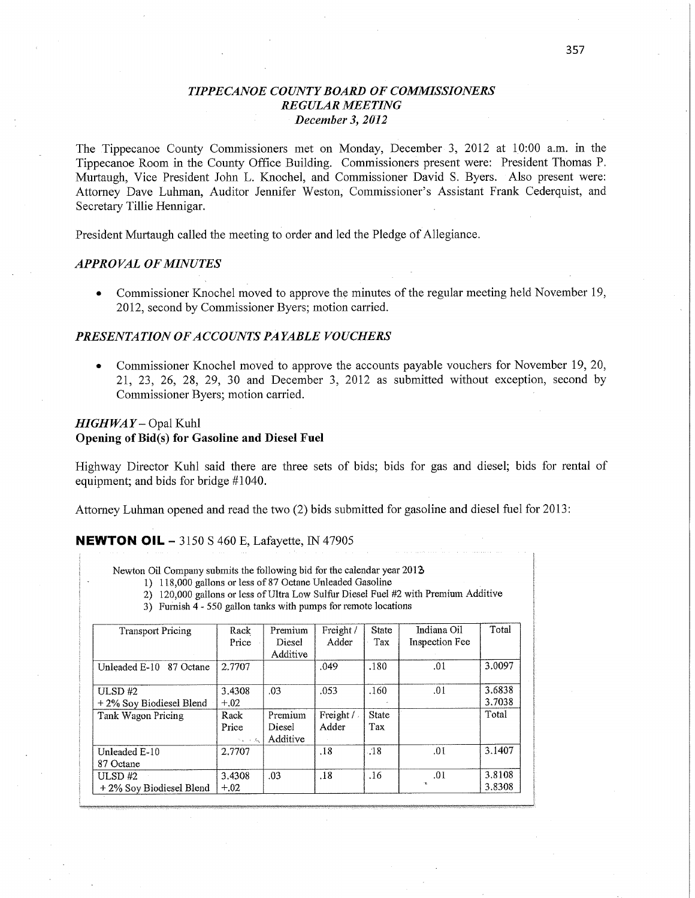# *TIPPECANOE COUNTY BOARD OF COMMISSIONERS*
## *REGULAR MEETING*
### *December 3, 2012*

The Tippecanoe County Commissioners met on Monday, December 3, 2012 at 10:00 a.m. in the Tippecanoe Room in the County Office Building. Commissioners present were: President Thomas P. Murtaugh, Vice President John L. Knochel, and Commissioner David S. Byers. Also present were: Attorney Dave Luhman, Auditor Jennifer Weston, Commissioner's Assistant Frank Cederquist, and Secretary Tillie Hennigar.

President Murtaugh called the meeting to order and led the Pledge of Allegiance.

### *APPROVAL OF MINUTES*

- Commissioner Knochel moved to approve the minutes of the regular meeting held November 19, 2012, second by Commissioner Byers; motion carried.

### *PRESENTATION OF ACCOUNTS PAYABLE VOUCHERS*

- Commissioner Knochel moved to approve the accounts payable vouchers for November 19, 20, 21, 23, 26, 28, 29, 30 and December 3, 2012 as submitted without exception, second by Commissioner Byers; motion carried.

### *HIGHWAY* – Opal Kuhl
**Opening of Bid(s) for Gasoline and Diesel Fuel**

Highway Director Kuhl said there are three sets of bids; bids for gas and diesel; bids for rental of equipment; and bids for bridge #1040.

Attorney Luhman opened and read the two (2) bids submitted for gasoline and diesel fuel for 2013:

**NEWTON OIL** – 3150 S 460 E, Lafayette, IN 47905

Newton Oil Company submits the following bid for the calendar year 2013

1) 118,000 gallons or less of 87 Octane Unleaded Gasoline
2) 120,000 gallons or less of Ultra Low Sulfur Diesel Fuel #2 with Premium Additive
3) Furnish 4 - 550 gallon tanks with pumps for remote locations

| Transport Pricing | Rack Price | Premium Diesel Additive | Freight / Adder | State Tax | Indiana Oil Inspection Fee | Total |
|---|---|---|---|---|---|---|
| Unleaded E-10 87 Octane | 2.7707 | | .049 | .180 | .01 | 3.0097 |
| ULSD #2<br>+ 2% Soy Biodiesel Blend | 3.4308<br>+.02 | .03 | .053 | .160 | .01 | 3.6838<br>3.7038 |
| **Tank Wagon Pricing** | **Rack Price** | **Premium Diesel Additive** | **Freight / Adder** | **State Tax** | | **Total** |
| Unleaded E-10 87 Octane | 2.7707 | | .18 | .18 | .01 | 3.1407 |
| ULSD #2<br>+ 2% Soy Biodiesel Blend | 3.4308<br>+.02 | .03 | .18 | .16 | .01 | 3.8108<br>3.8308 |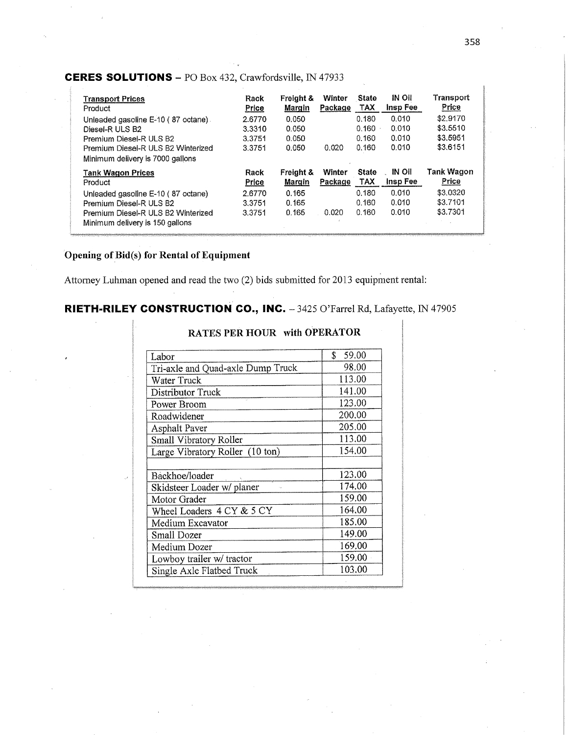**CERES SOLUTIONS** – PO Box 432, Crawfordsville, IN 47933

| Transport Prices<br>Product | Rack Price | Freight & Margin | Winter Package | State TAX | IN Oil Insp Fee | Transport Price |
|---|---|---|---|---|---|---|
| Unleaded gasoline E-10 ( 87 octane) | 2.6770 | 0.050 | | 0.180 | 0.010 | $2.9170 |
| Diesel-R ULS B2 | 3.3310 | 0.050 | | 0.160 | 0.010 | $3.5510 |
| Premium Diesel-R ULS B2 | 3.3751 | 0.050 | | 0.160 | 0.010 | $3.5951 |
| Premium Diesel-R ULS B2 Winterized | 3.3751 | 0.050 | 0.020 | 0.160 | 0.010 | $3.6151 |
| Minimum delivery is 7000 gallons | | | | | | |

| Tank Wagon Prices<br>Product | Rack Price | Freight & Margin | Winter Package | State TAX | IN Oil Insp Fee | Tank Wagon Price |
|---|---|---|---|---|---|---|
| Unleaded gasoline E-10 ( 87 octane) | 2.6770 | 0.165 | | 0.180 | 0.010 | $3.0320 |
| Premium Diesel-R ULS B2 | 3.3751 | 0.165 | | 0.160 | 0.010 | $3.7101 |
| Premium Diesel-R ULS B2 Winterized | 3.3751 | 0.165 | 0.020 | 0.160 | 0.010 | $3.7301 |
| Minimum delivery is 150 gallons | | | | | | |

## Opening of Bid(s) for Rental of Equipment

Attorney Luhman opened and read the two (2) bids submitted for 2013 equipment rental:

**RIETH-RILEY CONSTRUCTION CO., INC.** – 3425 O'Farrel Rd, Lafayette, IN 47905

**RATES PER HOUR with OPERATOR**

| Item | Rate |
|---|---|
| Labor | $ 59.00 |
| Tri-axle and Quad-axle Dump Truck | 98.00 |
| Water Truck | 113.00 |
| Distributor Truck | 141.00 |
| Power Broom | 123.00 |
| Roadwidener | 200.00 |
| Asphalt Paver | 205.00 |
| Small Vibratory Roller | 113.00 |
| Large Vibratory Roller (10 ton) | 154.00 |
| | |
| Backhoe/loader | 123.00 |
| Skidsteer Loader w/ planer | 174.00 |
| Motor Grader | 159.00 |
| Wheel Loaders 4 CY & 5 CY | 164.00 |
| Medium Excavator | 185.00 |
| Small Dozer | 149.00 |
| Medium Dozer | 169.00 |
| Lowboy trailer w/ tractor | 159.00 |
| Single Axle Flatbed Truck | 103.00 |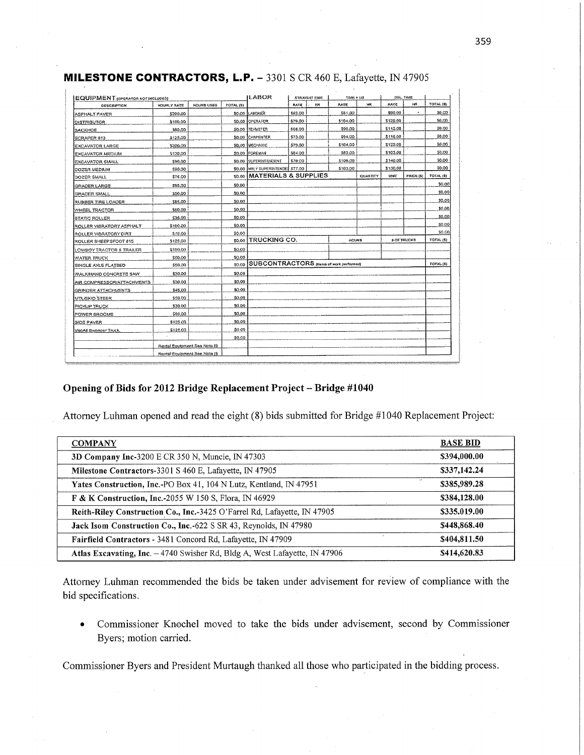## MILESTONE CONTRACTORS, L.P. – 3301 S CR 460 E, Lafayette, IN 47905

| EQUIPMENT (OPERATOR NOT INCLUDED) DESCRIPTION | HOURLY RATE | HOURS USED | TOTAL ($) |
|---|---|---|---|
| ASPHALT PAVER | $200.00 | | $0.00 |
| DISTRIBUTOR | $160.00 | | $0.00 |
| BACKHOE | $60.00 | | $0.00 |
| SCRAPER 613 | $125.00 | | $0.00 |
| EXCAVATOR LARGE | $200.00 | | $0.00 |
| EXCAVATOR MEDIUM | $130.00 | | $0.00 |
| EXCAVATOR SMALL | $90.00 | | $0.00 |
| DOZER MEDIUM | $90.00 | | $0.00 |
| DOZER SMALL | $76.00 | | $0.00 |
| GRADER LARGE | $95.00 | | $0.00 |
| GRADER SMALL | $50.00 | | $0.00 |
| RUBBER TIRE LOADER | $85.00 | | $0.00 |
| WHEEL TRACTOR | $60.00 | | $0.00 |
| STATIC ROLLER | $35.00 | | $0.00 |
| ROLLER VIBRATORY ASPHALT | $100.00 | | $0.00 |
| ROLLER VIBRATORY DIRT | $75.00 | | $0.00 |
| ROLLER SHEEPSFOOT 815 | $125.00 | | $0.00 |
| LOWBOY TRACTOR & TRAILER | $100.00 | | $0.00 |
| WATER TRUCK | $50.00 | | $0.00 |
| SINGLE AXLE FLATBED | $50.00 | | $0.00 |
| WALK/HAND CONCRETE SAW | $30.00 | | $0.00 |
| AIR COMPRESSOR/ATTACHMENTS | $30.00 | | $0.00 |
| GRINDER ATTACHMENTS | $45.00 | | $0.00 |
| MTL/SKID STEER | $50.00 | | $0.00 |
| PICKUP TRUCK | $30.00 | | $0.00 |
| POWER BROOMS | $50.00 | | $0.00 |
| SIDE PAVER | $125.00 | | $0.00 |
| Vacall Sweeper Truck | $125.00 | | $0.00 |
| | | | $0.00 |
| | Rental Equipment See Note (I) | | |
| | Rental Equipment See Note (I) | | |

| LABOR | STRAIGHT TIME RATE | HR | TIME + 1/2 RATE | HR | DBL. TIME RATE | HR | TOTAL ($) |
|---|---|---|---|---|---|---|---|
| LABORER | $62.00 | | $81.00 | | $99.00 | | $0.00 |
| OPERATOR | $79.00 | | $104.00 | | $129.00 | | $0.00 |
| TEAMSTER | $68.00 | | $90.00 | | $112.00 | | $0.00 |
| CARPENTER | $73.00 | | $94.00 | | $116.00 | | $0.00 |
| MECHANIC | $79.00 | | $104.00 | | $129.00 | | $0.00 |
| FOREMAN | $64.00 | | $83.00 | | $103.00 | | $0.00 |
| SUPERINTENDENT | $79.00 | | $109.00 | | $140.00 | | $0.00 |
| HRLY SUPERINTENDENT | $77.00 | | $103.00 | | $130.00 | | $0.00 |

| MATERIALS & SUPPLIES | QUANTITY | UNIT | PRICE ($) | TOTAL ($) |
|---|---|---|---|---|
| | | | | $0.00 |
| | | | | $0.00 |
| | | | | $0.00 |
| | | | | $0.00 |
| | | | | $0.00 |
| | | | | $0.00 |
| | | | | $0.00 |

| TRUCKING CO. | HOURS | # OF TRUCKS | TOTAL ($) |
|---|---|---|---|
| | | | |

| SUBCONTRACTORS (items of work performed) | TOTAL ($) |
|---|---|
| | |

### Opening of Bids for 2012 Bridge Replacement Project – Bridge #1040

Attorney Luhman opened and read the eight (8) bids submitted for Bridge #1040 Replacement Project:

| COMPANY | BASE BID |
|---|---|
| **3D Company Inc**-3200 E CR 350 N, Muncie, IN 47303 | **$394,000.00** |
| **Milestone Contractors**-3301 S 460 E, Lafayette, IN 47905 | **$337,142.24** |
| **Yates Construction, Inc.**-PO Box 41, 104 N Lutz, Kentland, IN 47951 | **$385,989.28** |
| **F & K Construction, Inc.**-2055 W 150 S, Flora, IN 46929 | **$384,128.00** |
| **Reith-Riley Construction Co., Inc.**-3425 O'Farrel Rd, Lafayette, IN 47905 | **$335.019.00** |
| **Jack Isom Construction Co., Inc.**-622 S SR 43, Reynolds, IN 47980 | **$448,868.40** |
| **Fairfield Contractors** - 3481 Concord Rd, Lafayette, IN 47909 | **$404,811.50** |
| **Atlas Excavating, Inc.** – 4740 Swisher Rd, Bldg A, West Lafayette, IN 47906 | **$414,620.83** |

Attorney Luhman recommended the bids be taken under advisement for review of compliance with the bid specifications.

- Commissioner Knochel moved to take the bids under advisement, second by Commissioner Byers; motion carried.

Commissioner Byers and President Murtaugh thanked all those who participated in the bidding process.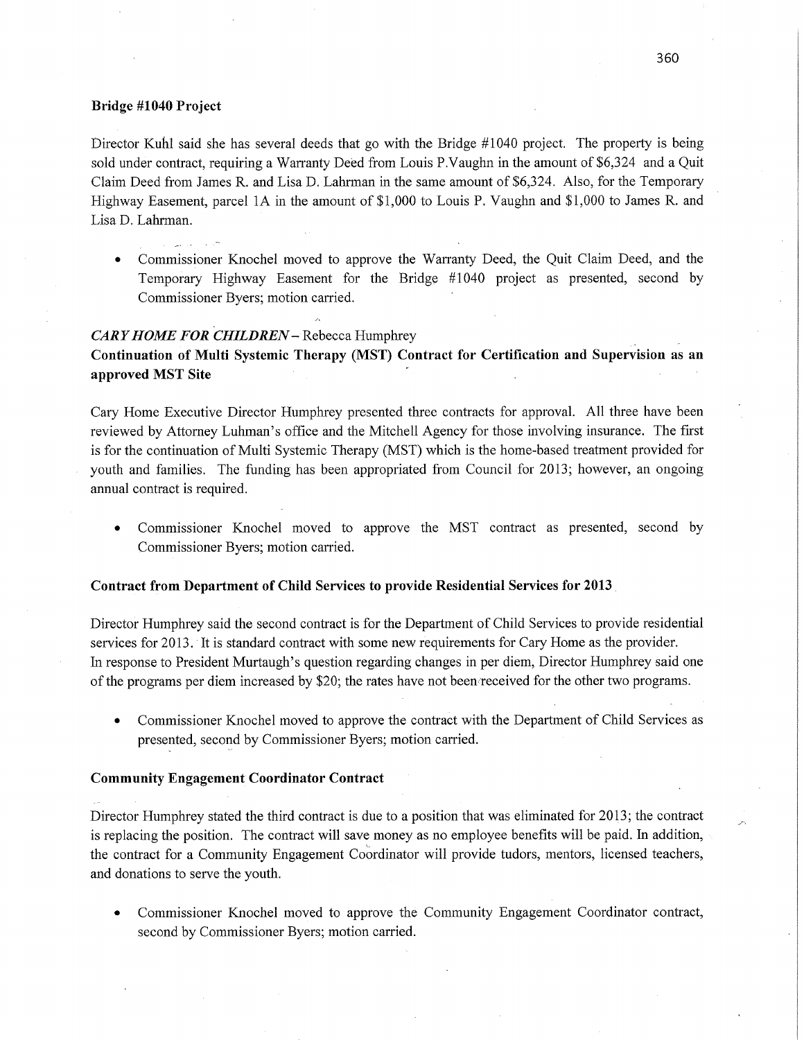**Bridge #1040 Project**

Director Kuhl said she has several deeds that go with the Bridge #1040 project. The property is being sold under contract, requiring a Warranty Deed from Louis P.Vaughn in the amount of $6,324 and a Quit Claim Deed from James R. and Lisa D. Lahrman in the same amount of $6,324. Also, for the Temporary Highway Easement, parcel 1A in the amount of $1,000 to Louis P. Vaughn and $1,000 to James R. and Lisa D. Lahrman.

- Commissioner Knochel moved to approve the Warranty Deed, the Quit Claim Deed, and the Temporary Highway Easement for the Bridge #1040 project as presented, second by Commissioner Byers; motion carried.

***CARY HOME FOR CHILDREN*** – Rebecca Humphrey

**Continuation of Multi Systemic Therapy (MST) Contract for Certification and Supervision as an approved MST Site**

Cary Home Executive Director Humphrey presented three contracts for approval. All three have been reviewed by Attorney Luhman's office and the Mitchell Agency for those involving insurance. The first is for the continuation of Multi Systemic Therapy (MST) which is the home-based treatment provided for youth and families. The funding has been appropriated from Council for 2013; however, an ongoing annual contract is required.

- Commissioner Knochel moved to approve the MST contract as presented, second by Commissioner Byers; motion carried.

**Contract from Department of Child Services to provide Residential Services for 2013**

Director Humphrey said the second contract is for the Department of Child Services to provide residential services for 2013. It is standard contract with some new requirements for Cary Home as the provider. In response to President Murtaugh's question regarding changes in per diem, Director Humphrey said one of the programs per diem increased by $20; the rates have not been received for the other two programs.

- Commissioner Knochel moved to approve the contract with the Department of Child Services as presented, second by Commissioner Byers; motion carried.

**Community Engagement Coordinator Contract**

Director Humphrey stated the third contract is due to a position that was eliminated for 2013; the contract is replacing the position. The contract will save money as no employee benefits will be paid. In addition, the contract for a Community Engagement Coordinator will provide tudors, mentors, licensed teachers, and donations to serve the youth.

- Commissioner Knochel moved to approve the Community Engagement Coordinator contract, second by Commissioner Byers; motion carried.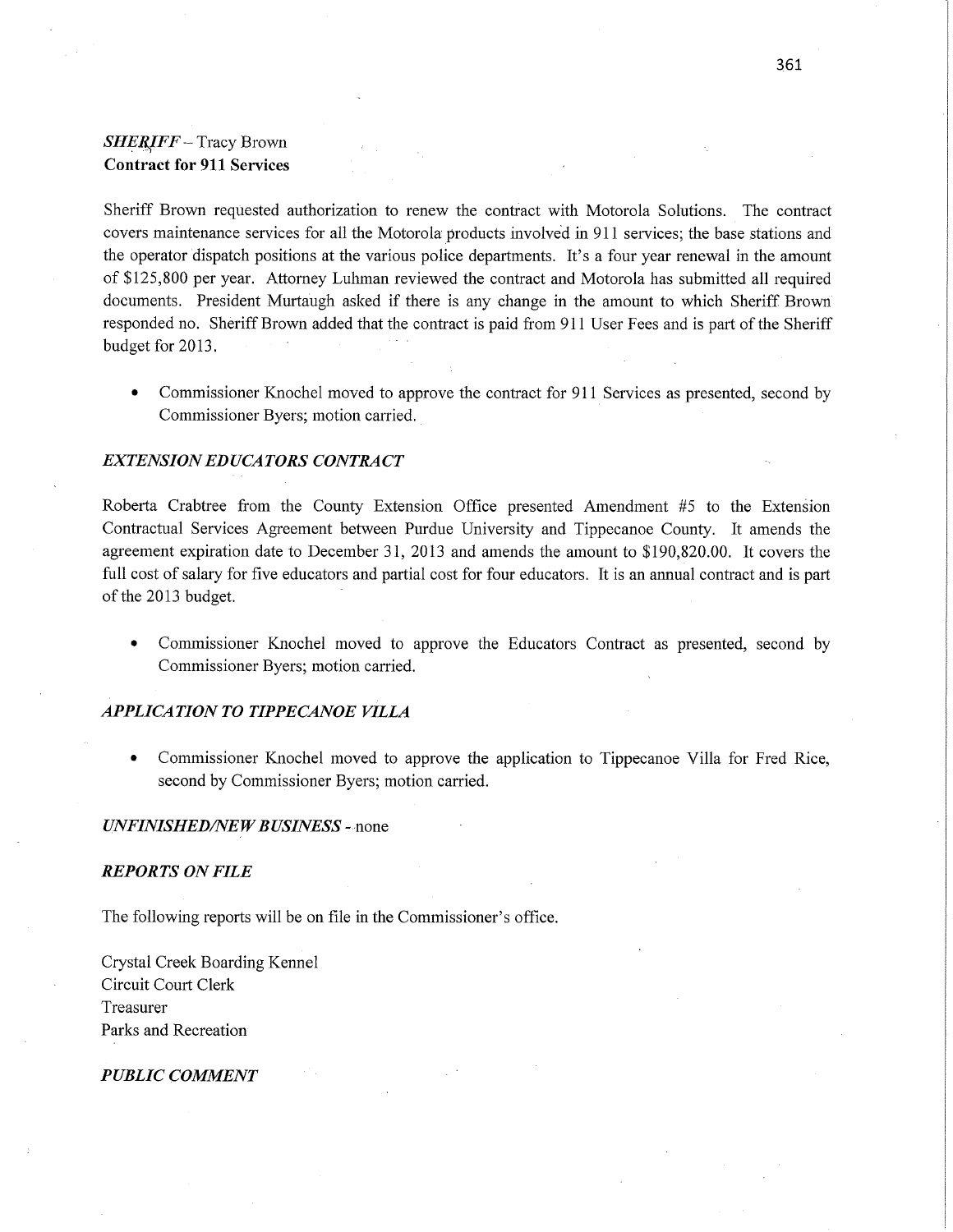### *SHERIFF* – Tracy Brown
**Contract for 911 Services**

Sheriff Brown requested authorization to renew the contract with Motorola Solutions. The contract covers maintenance services for all the Motorola products involved in 911 services; the base stations and the operator dispatch positions at the various police departments. It's a four year renewal in the amount of $125,800 per year. Attorney Luhman reviewed the contract and Motorola has submitted all required documents. President Murtaugh asked if there is any change in the amount to which Sheriff Brown responded no. Sheriff Brown added that the contract is paid from 911 User Fees and is part of the Sheriff budget for 2013.

- Commissioner Knochel moved to approve the contract for 911 Services as presented, second by Commissioner Byers; motion carried.

### *EXTENSION EDUCATORS CONTRACT*

Roberta Crabtree from the County Extension Office presented Amendment #5 to the Extension Contractual Services Agreement between Purdue University and Tippecanoe County. It amends the agreement expiration date to December 31, 2013 and amends the amount to $190,820.00. It covers the full cost of salary for five educators and partial cost for four educators. It is an annual contract and is part of the 2013 budget.

- Commissioner Knochel moved to approve the Educators Contract as presented, second by Commissioner Byers; motion carried.

### *APPLICATION TO TIPPECANOE VILLA*

- Commissioner Knochel moved to approve the application to Tippecanoe Villa for Fred Rice, second by Commissioner Byers; motion carried.

### *UNFINISHED/NEW BUSINESS* - none

### *REPORTS ON FILE*

The following reports will be on file in the Commissioner's office.

Crystal Creek Boarding Kennel
Circuit Court Clerk
Treasurer
Parks and Recreation

### *PUBLIC COMMENT*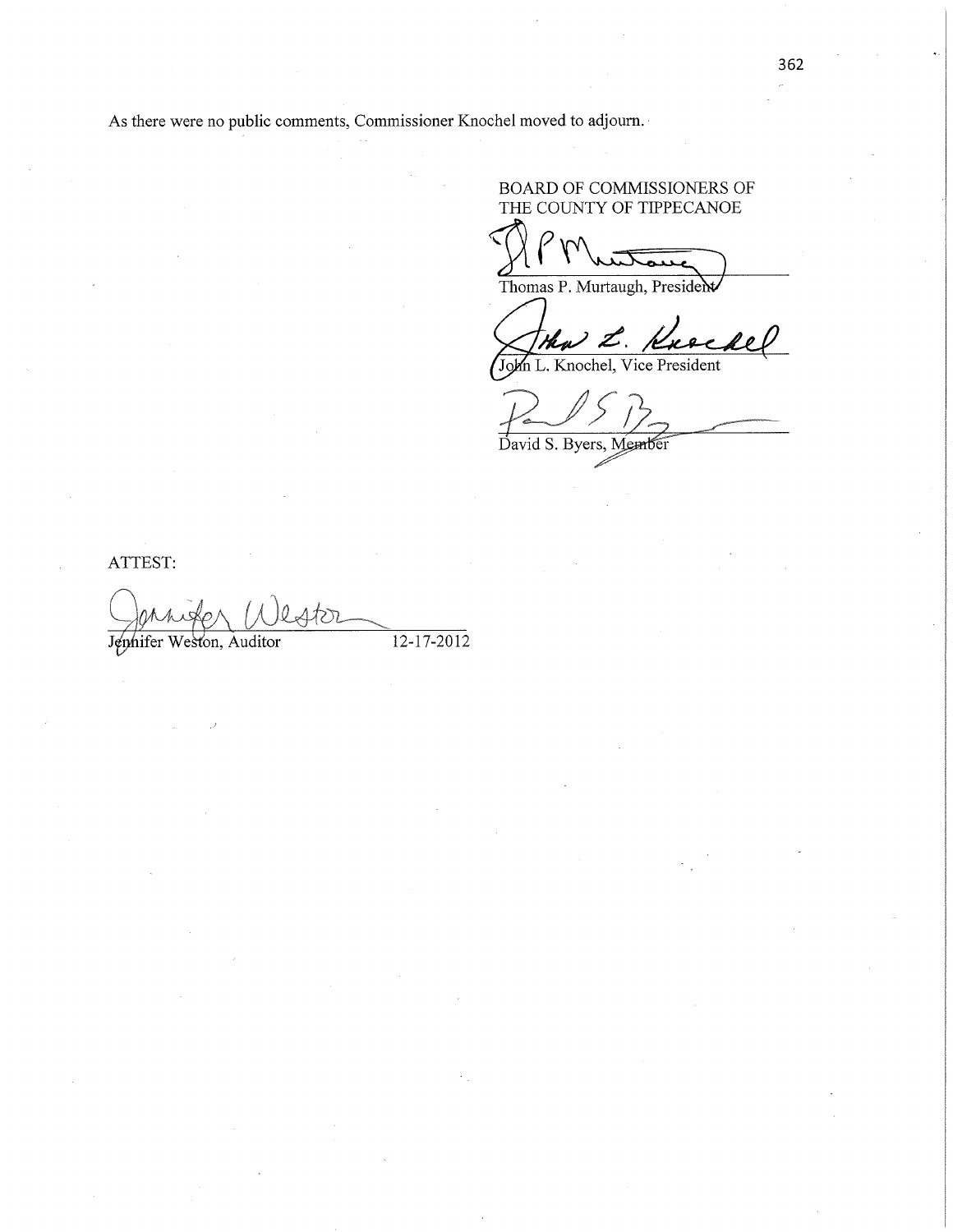As there were no public comments, Commissioner Knochel moved to adjourn.

BOARD OF COMMISSIONERS OF
THE COUNTY OF TIPPECANOE

Thomas P. Murtaugh, President

John L. Knochel, Vice President

David S. Byers, Member

ATTEST:

Jennifer Weston, Auditor 12-17-2012